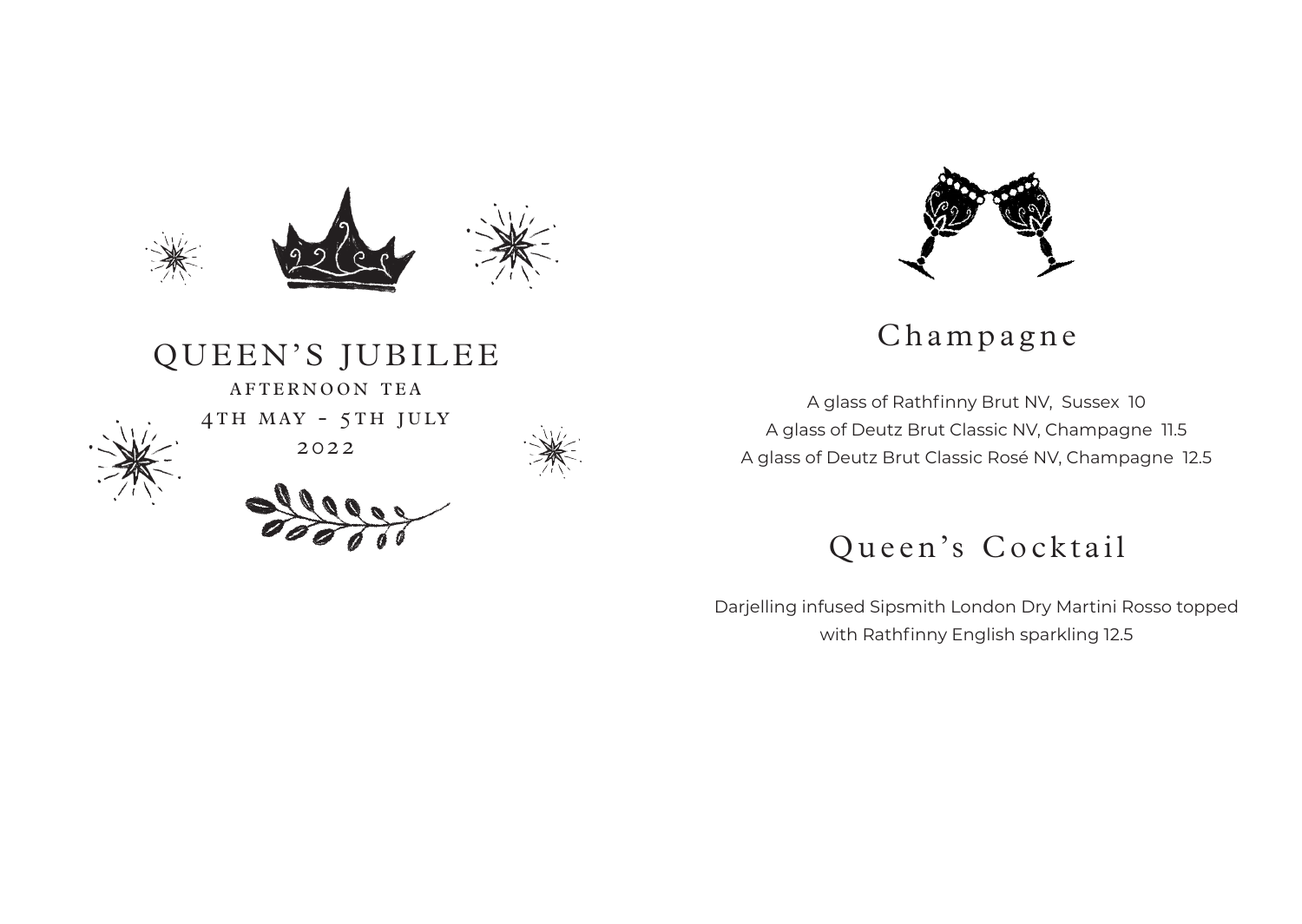# QUEEN'S JUBILEE

AFTERNOON TEA

4TH MAY - 5TH JULY

2022

## Champagne

A glass of Rathfinny Brut NV, Sussex 10

A glass of Deutz Brut Classic NV, Champagne 11.5

A glass of Deutz Brut Classic Rosé NV, Champagne 12.5

## Queen's Cocktail

Darjelling infused Sipsmith London Dry Martini Rosso topped with Rathfinny English sparkling 12.5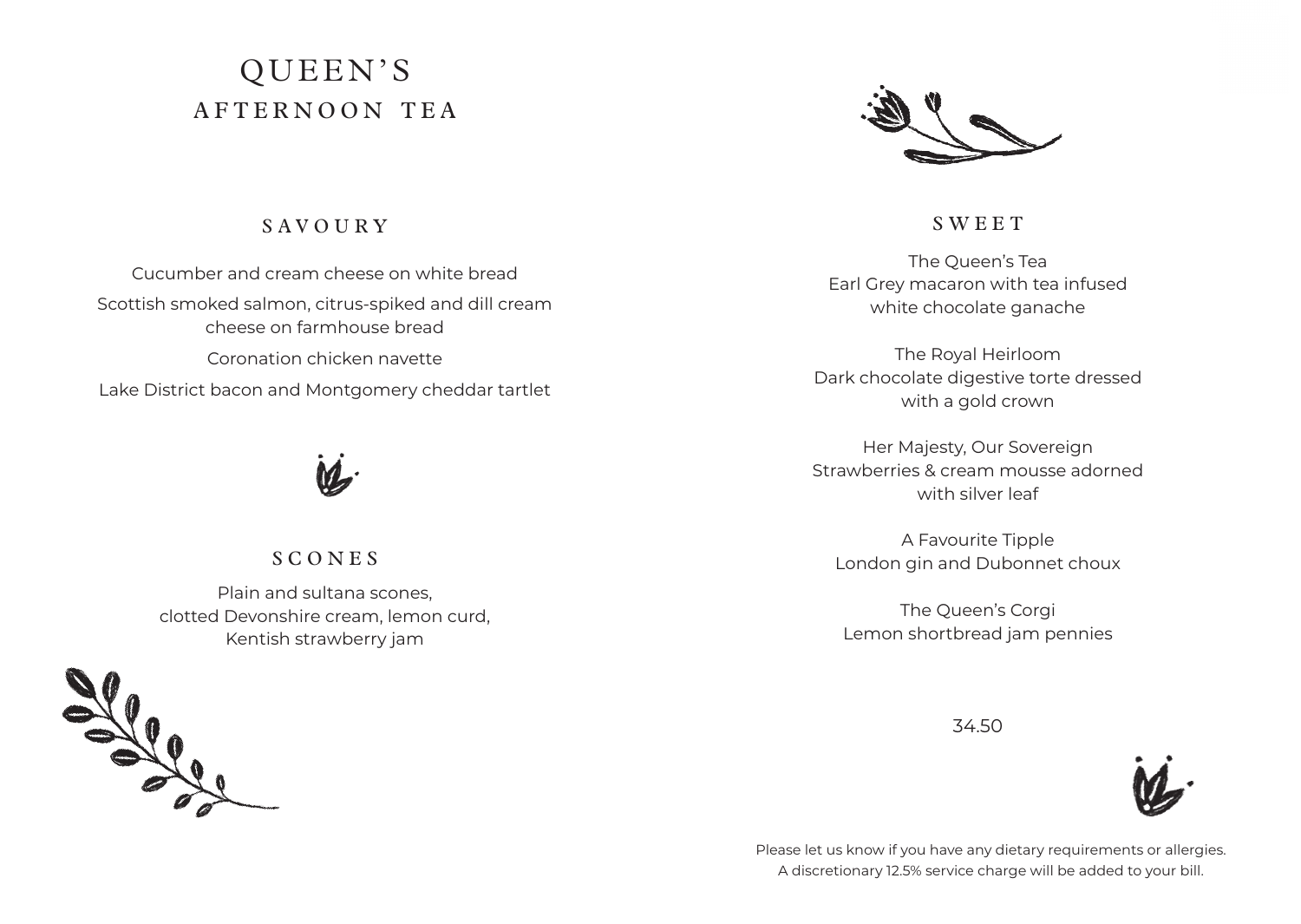# QUEEN'S AFTERNOON TEA

## SAVOURY

Cucumber and cream cheese on white bread

Scottish smoked salmon, citrus-spiked and dill cream cheese on farmhouse bread

Coronation chicken navette

Lake District bacon and Montgomery cheddar tartlet

## SCONES

Plain and sultana scones,
clotted Devonshire cream, lemon curd,
Kentish strawberry jam

## SWEET

The Queen's Tea
Earl Grey macaron with tea infused white chocolate ganache

The Royal Heirloom
Dark chocolate digestive torte dressed with a gold crown

Her Majesty, Our Sovereign
Strawberries & cream mousse adorned with silver leaf

A Favourite Tipple
London gin and Dubonnet choux

The Queen's Corgi
Lemon shortbread jam pennies

34.50

Please let us know if you have any dietary requirements or allergies.
A discretionary 12.5% service charge will be added to your bill.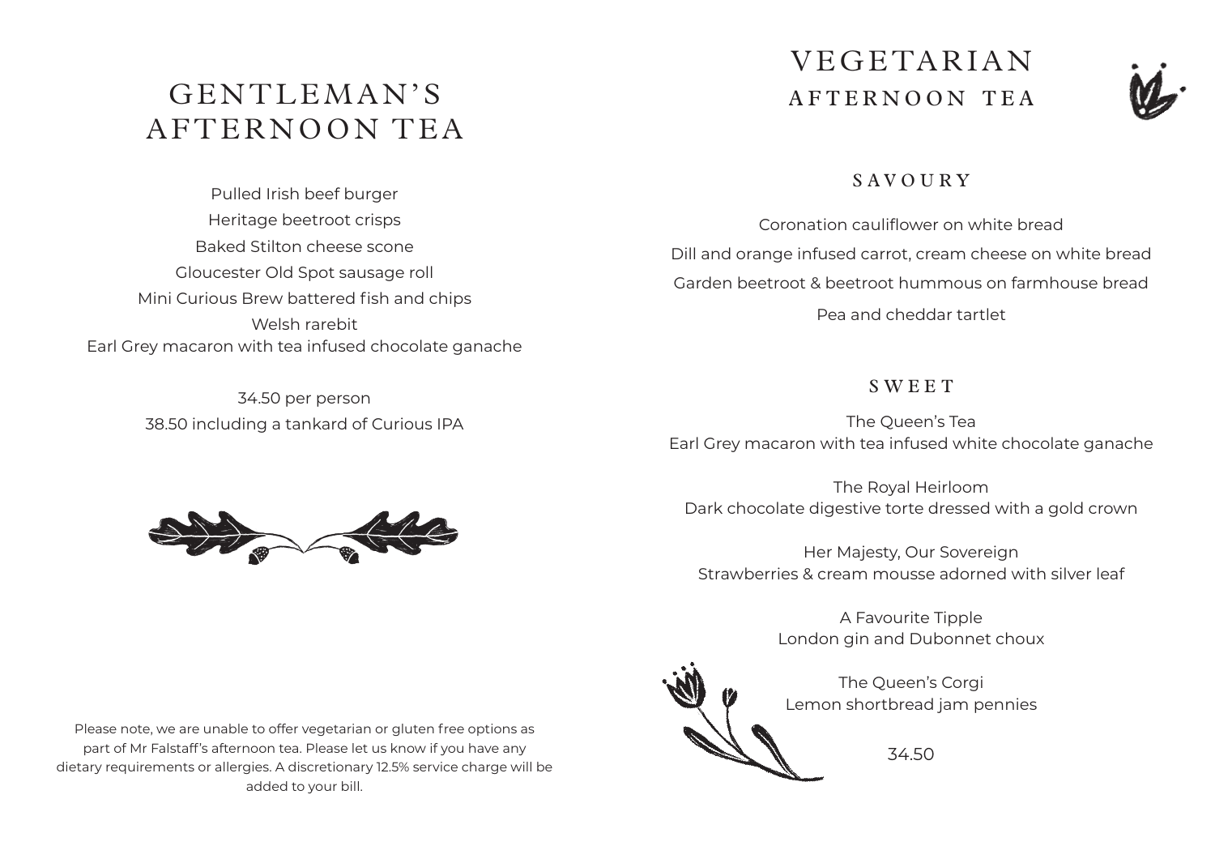# GENTLEMAN'S AFTERNOON TEA

Pulled Irish beef burger

Heritage beetroot crisps

Baked Stilton cheese scone

Gloucester Old Spot sausage roll

Mini Curious Brew battered fish and chips

Welsh rarebit

Earl Grey macaron with tea infused chocolate ganache

34.50 per person

38.50 including a tankard of Curious IPA

Please note, we are unable to offer vegetarian or gluten free options as part of Mr Falstaff's afternoon tea. Please let us know if you have any dietary requirements or allergies. A discretionary 12.5% service charge will be added to your bill.

# VEGETARIAN AFTERNOON TEA

## SAVOURY

Coronation cauliflower on white bread

Dill and orange infused carrot, cream cheese on white bread

Garden beetroot & beetroot hummous on farmhouse bread

Pea and cheddar tartlet

## SWEET

The Queen's Tea

Earl Grey macaron with tea infused white chocolate ganache

The Royal Heirloom

Dark chocolate digestive torte dressed with a gold crown

Her Majesty, Our Sovereign

Strawberries & cream mousse adorned with silver leaf

A Favourite Tipple

London gin and Dubonnet choux

The Queen's Corgi

Lemon shortbread jam pennies

34.50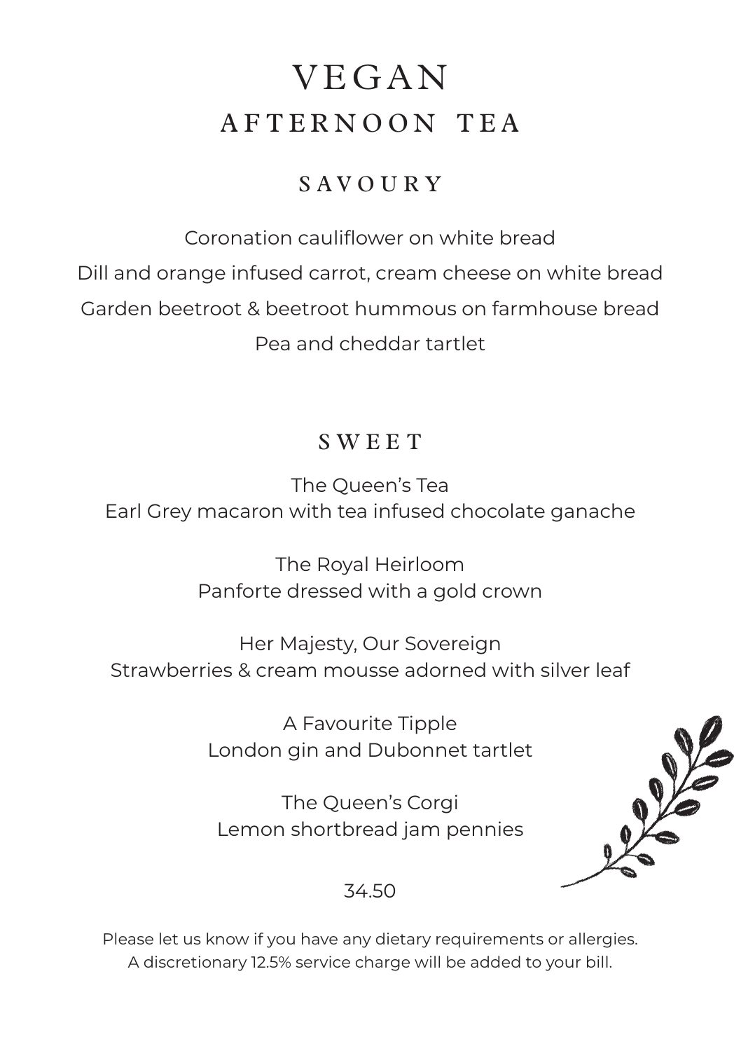# VEGAN
## AFTERNOON TEA

### SAVOURY

Coronation cauliflower on white bread

Dill and orange infused carrot, cream cheese on white bread

Garden beetroot & beetroot hummous on farmhouse bread

Pea and cheddar tartlet

### SWEET

The Queen's Tea
Earl Grey macaron with tea infused chocolate ganache

The Royal Heirloom
Panforte dressed with a gold crown

Her Majesty, Our Sovereign
Strawberries & cream mousse adorned with silver leaf

A Favourite Tipple
London gin and Dubonnet tartlet

The Queen's Corgi
Lemon shortbread jam pennies

34.50

Please let us know if you have any dietary requirements or allergies.
A discretionary 12.5% service charge will be added to your bill.